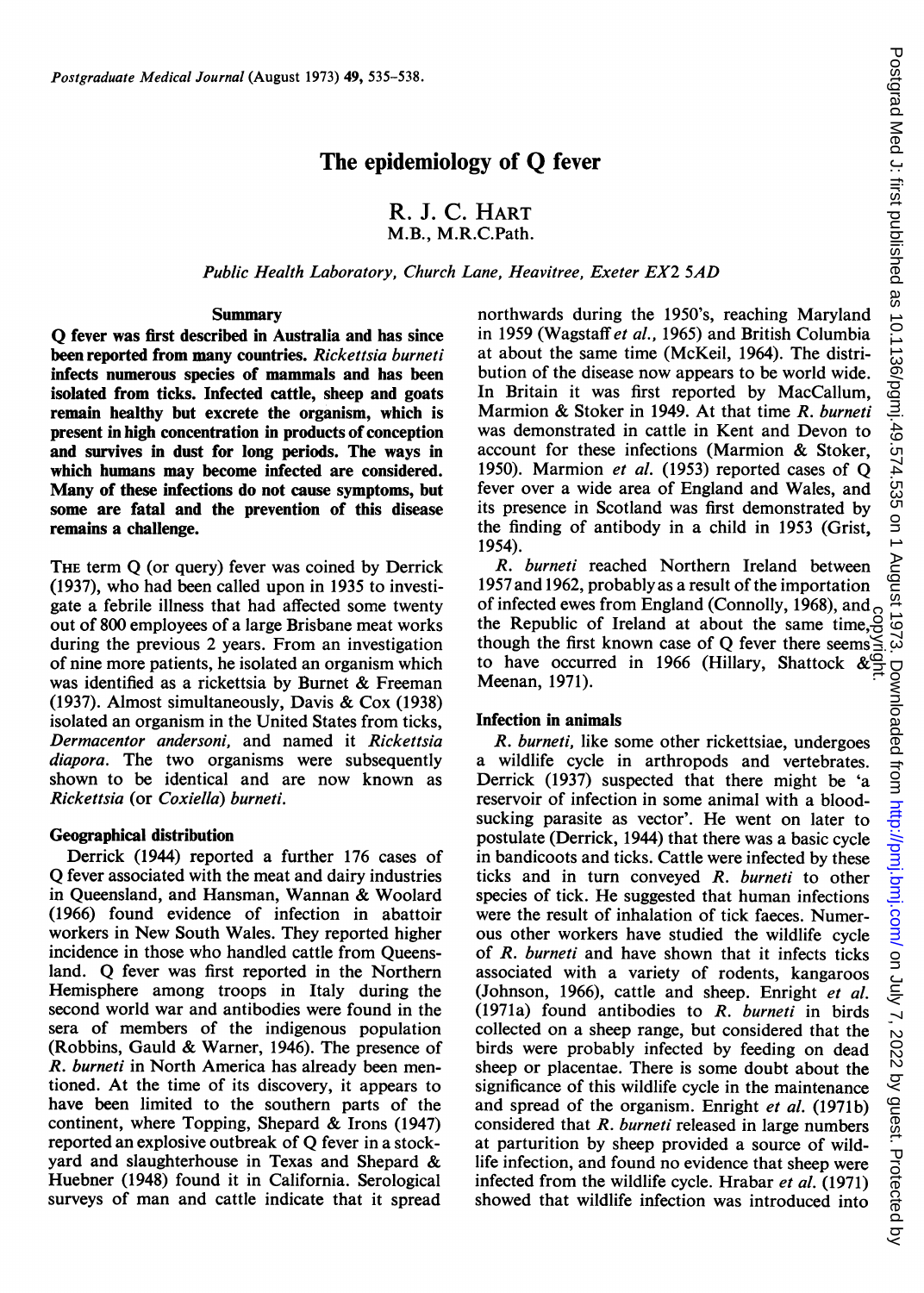# The epidemiology of Q fever

## R. J. C. HART
M.B., M.R.C.Path.

*Public Health Laboratory, Church Lane, Heavitree, Exeter EX2 5AD*

### Summary

**Q fever was first described in Australia and has since been reported from many countries. *Rickettsia burneti* infects numerous species of mammals and has been isolated from ticks. Infected cattle, sheep and goats remain healthy but excrete the organism, which is present in high concentration in products of conception and survives in dust for long periods. The ways in which humans may become infected are considered. Many of these infections do not cause symptoms, but some are fatal and the prevention of this disease remains a challenge.**

THE term Q (or query) fever was coined by Derrick (1937), who had been called upon in 1935 to investigate a febrile illness that had affected some twenty out of 800 employees of a large Brisbane meat works during the previous 2 years. From an investigation of nine more patients, he isolated an organism which was identified as a rickettsia by Burnet & Freeman (1937). Almost simultaneously, Davis & Cox (1938) isolated an organism in the United States from ticks, *Dermacentor andersoni*, and named it *Rickettsia diapora*. The two organisms were subsequently shown to be identical and are now known as *Rickettsia* (or *Coxiella*) *burneti*.

### Geographical distribution

Derrick (1944) reported a further 176 cases of Q fever associated with the meat and dairy industries in Queensland, and Hansman, Wannan & Woolard (1966) found evidence of infection in abattoir workers in New South Wales. They reported higher incidence in those who handled cattle from Queensland. Q fever was first reported in the Northern Hemisphere among troops in Italy during the second world war and antibodies were found in the sera of members of the indigenous population (Robbins, Gauld & Warner, 1946). The presence of *R. burneti* in North America has already been mentioned. At the time of its discovery, it appears to have been limited to the southern parts of the continent, where Topping, Shepard & Irons (1947) reported an explosive outbreak of Q fever in a stockyard and slaughterhouse in Texas and Shepard & Huebner (1948) found it in California. Serological surveys of man and cattle indicate that it spread northwards during the 1950's, reaching Maryland in 1959 (Wagstaff *et al.*, 1965) and British Columbia at about the same time (McKeil, 1964). The distribution of the disease now appears to be world wide. In Britain it was first reported by MacCallum, Marmion & Stoker in 1949. At that time *R. burneti* was demonstrated in cattle in Kent and Devon to account for these infections (Marmion & Stoker, 1950). Marmion *et al.* (1953) reported cases of Q fever over a wide area of England and Wales, and its presence in Scotland was first demonstrated by the finding of antibody in a child in 1953 (Grist, 1954).

*R. burneti* reached Northern Ireland between 1957 and 1962, probably as a result of the importation of infected ewes from England (Connolly, 1968), and the Republic of Ireland at about the same time, though the first known case of Q fever there seems to have occurred in 1966 (Hillary, Shattock & Meenan, 1971).

### Infection in animals

*R. burneti*, like some other rickettsiae, undergoes a wildlife cycle in arthropods and vertebrates. Derrick (1937) suspected that there might be 'a reservoir of infection in some animal with a blood-sucking parasite as vector'. He went on later to postulate (Derrick, 1944) that there was a basic cycle in bandicoots and ticks. Cattle were infected by these ticks and in turn conveyed *R. burneti* to other species of tick. He suggested that human infections were the result of inhalation of tick faeces. Numerous other workers have studied the wildlife cycle of *R. burneti* and have shown that it infects ticks associated with a variety of rodents, kangaroos (Johnson, 1966), cattle and sheep. Enright *et al.* (1971a) found antibodies to *R. burneti* in birds collected on a sheep range, but considered that the birds were probably infected by feeding on dead sheep or placentae. There is some doubt about the significance of this wildlife cycle in the maintenance and spread of the organism. Enright *et al.* (1971b) considered that *R. burneti* released in large numbers at parturition by sheep provided a source of wildlife infection, and found no evidence that sheep were infected from the wildlife cycle. Hrabar *et al.* (1971) showed that wildlife infection was introduced into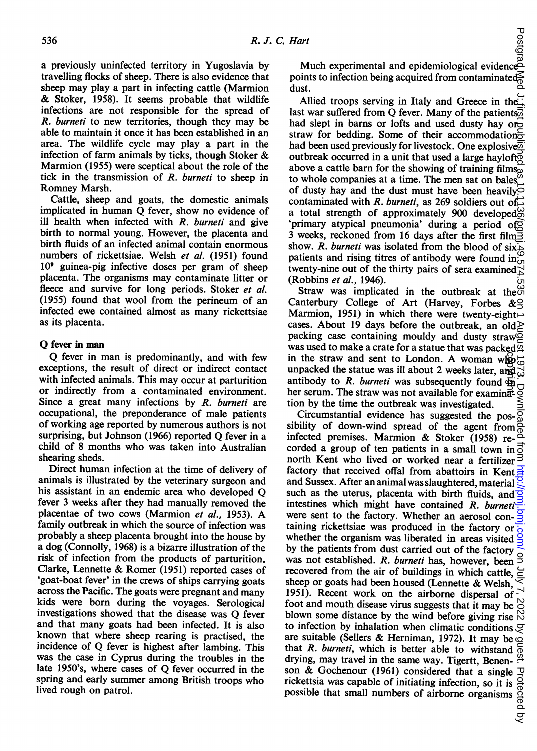a previously uninfected territory in Yugoslavia by travelling flocks of sheep. There is also evidence that sheep may play a part in infecting cattle (Marmion & Stoker, 1958). It seems probable that wildlife infections are not responsible for the spread of *R. burneti* to new territories, though they may be able to maintain it once it has been established in an area. The wildlife cycle may play a part in the infection of farm animals by ticks, though Stoker & Marmion (1955) were sceptical about the role of the tick in the transmission of *R. burneti* to sheep in Romney Marsh.

Cattle, sheep and goats, the domestic animals implicated in human Q fever, show no evidence of ill health when infected with *R. burneti* and give birth to normal young. However, the placenta and birth fluids of an infected animal contain enormous numbers of rickettsiae. Welsh *et al.* (1951) found $10^9$ guinea-pig infective doses per gram of sheep placenta. The organisms may contaminate litter or fleece and survive for long periods. Stoker *et al.* (1955) found that wool from the perineum of an infected ewe contained almost as many rickettsiae as its placenta.

## Q fever in man

Q fever in man is predominantly, and with few exceptions, the result of direct or indirect contact with infected animals. This may occur at parturition or indirectly from a contaminated environment. Since a great many infections by *R. burneti* are occupational, the preponderance of male patients of working age reported by numerous authors is not surprising, but Johnson (1966) reported Q fever in a child of 8 months who was taken into Australian shearing sheds.

Direct human infection at the time of delivery of animals is illustrated by the veterinary surgeon and his assistant in an endemic area who developed Q fever 3 weeks after they had manually removed the placentae of two cows (Marmion *et al.*, 1953). A family outbreak in which the source of infection was probably a sheep placenta brought into the house by a dog (Connolly, 1968) is a bizarre illustration of the risk of infection from the products of parturition. Clarke, Lennette & Romer (1951) reported cases of 'goat-boat fever' in the crews of ships carrying goats across the Pacific. The goats were pregnant and many kids were born during the voyages. Serological investigations showed that the disease was Q fever and that many goats had been infected. It is also known that where sheep rearing is practised, the incidence of Q fever is highest after lambing. This was the case in Cyprus during the troubles in the late 1950's, where cases of Q fever occurred in the spring and early summer among British troops who lived rough on patrol.

Much experimental and epidemiological evidence points to infection being acquired from contaminated dust.

Allied troops serving in Italy and Greece in the last war suffered from Q fever. Many of the patients had slept in barns or lofts and used dusty hay or straw for bedding. Some of their accommodation had been used previously for livestock. One explosive outbreak occurred in a unit that used a large hayloft above a cattle barn for the showing of training films to whole companies at a time. The men sat on bales of dusty hay and the dust must have been heavily contaminated with *R. burneti*, as 269 soldiers out of a total strength of approximately 900 developed 'primary atypical pneumonia' during a period of 3 weeks, reckoned from 16 days after the first film show. *R. burneti* was isolated from the blood of six patients and rising titres of antibody were found in twenty-nine out of the thirty pairs of sera examined (Robbins *et al.*, 1946).

Straw was implicated in the outbreak at the Canterbury College of Art (Harvey, Forbes & Marmion, 1951) in which there were twenty-eight cases. About 19 days before the outbreak, an old packing case containing mouldy and dusty straw was used to make a crate for a statue that was packed in the straw and sent to London. A woman who unpacked the statue was ill about 2 weeks later, and antibody to *R. burneti* was subsequently found in her serum. The straw was not available for examination by the time the outbreak was investigated.

Circumstantial evidence has suggested the possibility of down-wind spread of the agent from infected premises. Marmion & Stoker (1958) recorded a group of ten patients in a small town in north Kent who lived or worked near a fertilizer factory that received offal from abattoirs in Kent and Sussex. After an animal was slaughtered, material such as the uterus, placenta with birth fluids, and intestines which might have contained *R. burneti* were sent to the factory. Whether an aerosol containing rickettsiae was produced in the factory or whether the organism was liberated in areas visited by the patients from dust carried out of the factory was not established. *R. burneti* has, however, been recovered from the air of buildings in which cattle, sheep or goats had been housed (Lennette & Welsh, 1951). Recent work on the airborne dispersal of foot and mouth disease virus suggests that it may be blown some distance by the wind before giving rise to infection by inhalation when climatic conditions are suitable (Sellers & Herniman, 1972). It may be that *R. burneti*, which is better able to withstand drying, may travel in the same way. Tigertt, Benenson & Gochenour (1961) considered that a single rickettsia was capable of initiating infection, so it is possible that small numbers of airborne organisms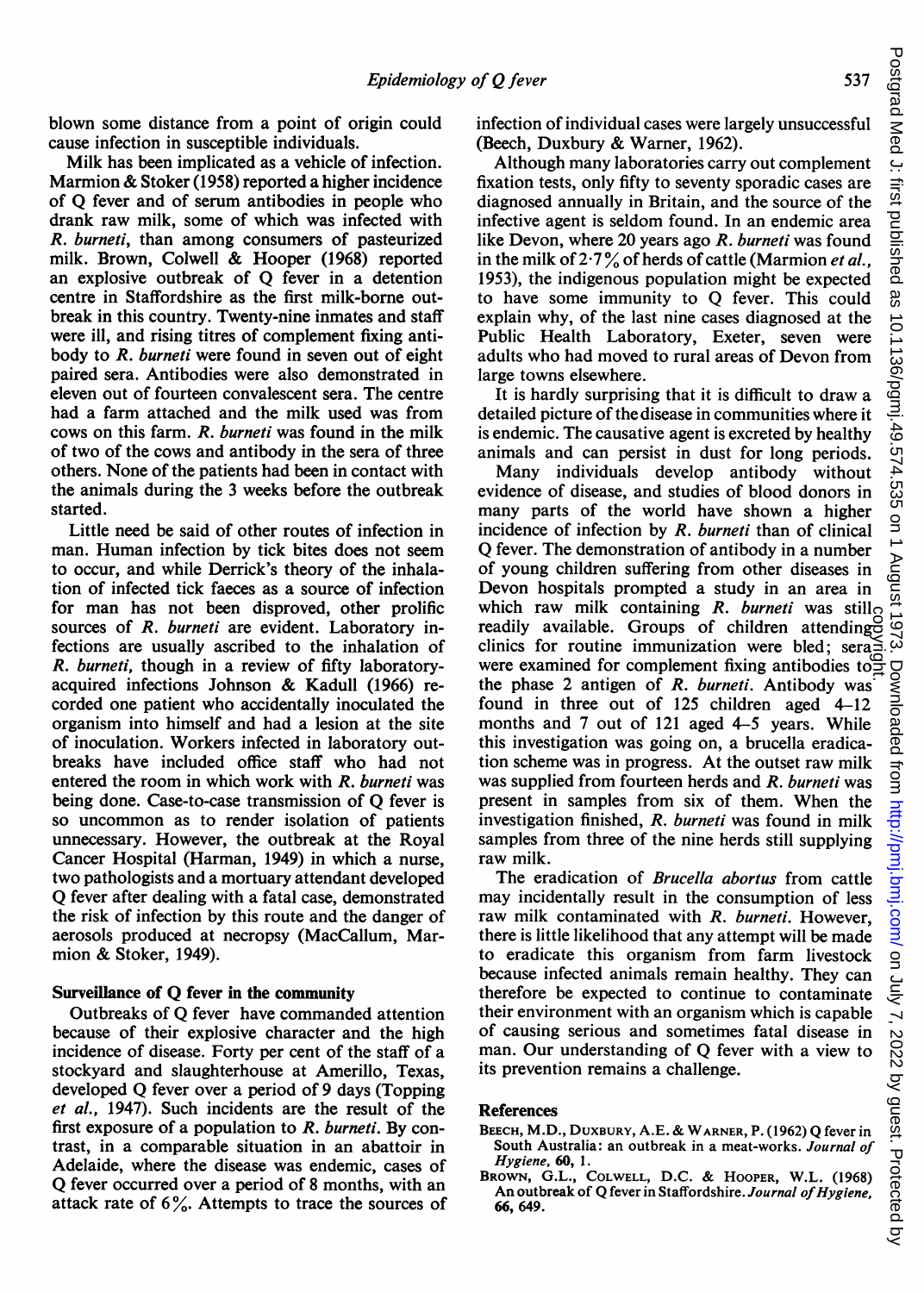blown some distance from a point of origin could cause infection in susceptible individuals.

Milk has been implicated as a vehicle of infection. Marmion & Stoker (1958) reported a higher incidence of Q fever and of serum antibodies in people who drank raw milk, some of which was infected with *R. burneti*, than among consumers of pasteurized milk. Brown, Colwell & Hooper (1968) reported an explosive outbreak of Q fever in a detention centre in Staffordshire as the first milk-borne outbreak in this country. Twenty-nine inmates and staff were ill, and rising titres of complement fixing antibody to *R. burneti* were found in seven out of eight paired sera. Antibodies were also demonstrated in eleven out of fourteen convalescent sera. The centre had a farm attached and the milk used was from cows on this farm. *R. burneti* was found in the milk of two of the cows and antibody in the sera of three others. None of the patients had been in contact with the animals during the 3 weeks before the outbreak started.

Little need be said of other routes of infection in man. Human infection by tick bites does not seem to occur, and while Derrick's theory of the inhalation of infected tick faeces as a source of infection for man has not been disproved, other prolific sources of *R. burneti* are evident. Laboratory infections are usually ascribed to the inhalation of *R. burneti*, though in a review of fifty laboratory-acquired infections Johnson & Kadull (1966) recorded one patient who accidentally inoculated the organism into himself and had a lesion at the site of inoculation. Workers infected in laboratory outbreaks have included office staff who had not entered the room in which work with *R. burneti* was being done. Case-to-case transmission of Q fever is so uncommon as to render isolation of patients unnecessary. However, the outbreak at the Royal Cancer Hospital (Harman, 1949) in which a nurse, two pathologists and a mortuary attendant developed Q fever after dealing with a fatal case, demonstrated the risk of infection by this route and the danger of aerosols produced at necropsy (MacCallum, Marmion & Stoker, 1949).

### Surveillance of Q fever in the community

Outbreaks of Q fever have commanded attention because of their explosive character and the high incidence of disease. Forty per cent of the staff of a stockyard and slaughterhouse at Amerillo, Texas, developed Q fever over a period of 9 days (Topping *et al.*, 1947). Such incidents are the result of the first exposure of a population to *R. burneti*. By contrast, in a comparable situation in an abattoir in Adelaide, where the disease was endemic, cases of Q fever occurred over a period of 8 months, with an attack rate of 6%. Attempts to trace the sources of infection of individual cases were largely unsuccessful (Beech, Duxbury & Warner, 1962).

Although many laboratories carry out complement fixation tests, only fifty to seventy sporadic cases are diagnosed annually in Britain, and the source of the infective agent is seldom found. In an endemic area like Devon, where 20 years ago *R. burneti* was found in the milk of 2·7% of herds of cattle (Marmion *et al.*, 1953), the indigenous population might be expected to have some immunity to Q fever. This could explain why, of the last nine cases diagnosed at the Public Health Laboratory, Exeter, seven were adults who had moved to rural areas of Devon from large towns elsewhere.

It is hardly surprising that it is difficult to draw a detailed picture of the disease in communities where it is endemic. The causative agent is excreted by healthy animals and can persist in dust for long periods.

Many individuals develop antibody without evidence of disease, and studies of blood donors in many parts of the world have shown a higher incidence of infection by *R. burneti* than of clinical Q fever. The demonstration of antibody in a number of young children suffering from other diseases in Devon hospitals prompted a study in an area in which raw milk containing *R. burneti* was still readily available. Groups of children attending clinics for routine immunization were bled; sera were examined for complement fixing antibodies to the phase 2 antigen of *R. burneti*. Antibody was found in three out of 125 children aged 4–12 months and 7 out of 121 aged 4–5 years. While this investigation was going on, a brucella eradication scheme was in progress. At the outset raw milk was supplied from fourteen herds and *R. burneti* was present in samples from six of them. When the investigation finished, *R. burneti* was found in milk samples from three of the nine herds still supplying raw milk.

The eradication of *Brucella abortus* from cattle may incidentally result in the consumption of less raw milk contaminated with *R. burneti*. However, there is little likelihood that any attempt will be made to eradicate this organism from farm livestock because infected animals remain healthy. They can therefore be expected to continue to contaminate their environment with an organism which is capable of causing serious and sometimes fatal disease in man. Our understanding of Q fever with a view to its prevention remains a challenge.

### References

Beech, M.D., Duxbury, A.E. & Warner, P. (1962) Q fever in South Australia: an outbreak in a meat-works. *Journal of Hygiene*, **60**, 1.

Brown, G.L., Colwell, D.C. & Hooper, W.L. (1968) An outbreak of Q fever in Staffordshire. *Journal of Hygiene*, **66**, 649.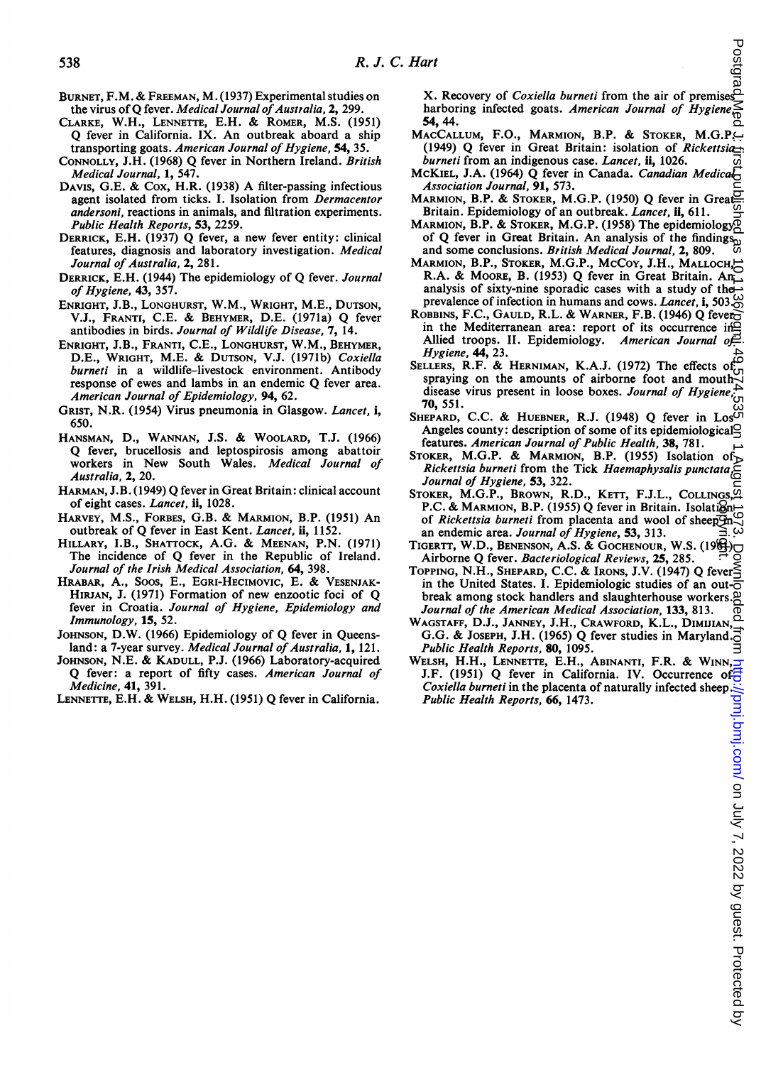BURNET, F.M. & FREEMAN, M. (1937) Experimental studies on the virus of Q fever. *Medical Journal of Australia*, **2**, 299.

CLARKE, W.H., LENNETTE, E.H. & ROMER, M.S. (1951) Q fever in California. IX. An outbreak aboard a ship transporting goats. *American Journal of Hygiene*, **54**, 35.

CONNOLLY, J.H. (1968) Q fever in Northern Ireland. *British Medical Journal*, **1**, 547.

DAVIS, G.E. & COX, H.R. (1938) A filter-passing infectious agent isolated from ticks. I. Isolation from *Dermacentor andersoni*, reactions in animals, and filtration experiments. *Public Health Reports*, **53**, 2259.

DERRICK, E.H. (1937) Q fever, a new fever entity: clinical features, diagnosis and laboratory investigation. *Medical Journal of Australia*, **2**, 281.

DERRICK, E.H. (1944) The epidemiology of Q fever. *Journal of Hygiene*, **43**, 357.

ENRIGHT, J.B., LONGHURST, W.M., WRIGHT, M.E., DUTSON, V.J., FRANTI, C.E. & BEHYMER, D.E. (1971a) Q fever antibodies in birds. *Journal of Wildlife Disease*, **7**, 14.

ENRIGHT, J.B., FRANTI, C.E., LONGHURST, W.M., BEHYMER, D.E., WRIGHT, M.E. & DUTSON, V.J. (1971b) *Coxiella burneti* in a wildlife–livestock environment. Antibody response of ewes and lambs in an endemic Q fever area. *American Journal of Epidemiology*, **94**, 62.

GRIST, N.R. (1954) Virus pneumonia in Glasgow. *Lancet*, **i**, 650.

HANSMAN, D., WANNAN, J.S. & WOOLARD, T.J. (1966) Q fever, brucellosis and leptospirosis among abattoir workers in New South Wales. *Medical Journal of Australia*, **2**, 20.

HARMAN, J.B. (1949) Q fever in Great Britain: clinical account of eight cases. *Lancet*, **ii**, 1028.

HARVEY, M.S., FORBES, G.B. & MARMION, B.P. (1951) An outbreak of Q fever in East Kent. *Lancet*, **ii**, 1152.

HILLARY, I.B., SHATTOCK, A.G. & MEENAN, P.N. (1971) The incidence of Q fever in the Republic of Ireland. *Journal of the Irish Medical Association*, **64**, 398.

HRABAR, A., SOOS, E., EGRI-HECIMOVIC, E. & VESENJAK-HIRJAN, J. (1971) Formation of new enzootic foci of Q fever in Croatia. *Journal of Hygiene, Epidemiology and Immunology*, **15**, 52.

JOHNSON, D.W. (1966) Epidemiology of Q fever in Queensland: a 7-year survey. *Medical Journal of Australia*, **1**, 121.

JOHNSON, N.E. & KADULL, P.J. (1966) Laboratory-acquired Q fever: a report of fifty cases. *American Journal of Medicine*, **41**, 391.

LENNETTE, E.H. & WELSH, H.H. (1951) Q fever in California. X. Recovery of *Coxiella burneti* from the air of premises harboring infected goats. *American Journal of Hygiene*, **54**, 44.

MACCALLUM, F.O., MARMION, B.P. & STOKER, M.G.P. (1949) Q fever in Great Britain: isolation of *Rickettsia burneti* from an indigenous case. *Lancet*, **ii**, 1026.

MCKIEL, J.A. (1964) Q fever in Canada. *Canadian Medical Association Journal*, **91**, 573.

MARMION, B.P. & STOKER, M.G.P. (1950) Q fever in Great Britain. Epidemiology of an outbreak. *Lancet*, **ii**, 611.

MARMION, B.P. & STOKER, M.G.P. (1958) The epidemiology of Q fever in Great Britain. An analysis of the findings and some conclusions. *British Medical Journal*, **2**, 809.

MARMION, B.P., STOKER, M.G.P., MCCOY, J.H., MALLOCH, R.A. & MOORE, B. (1953) Q fever in Great Britain. An analysis of sixty-nine sporadic cases with a study of the prevalence of infection in humans and cows. *Lancet*, **i**, 503.

ROBBINS, F.C., GAULD, R.L. & WARNER, F.B. (1946) Q fever in the Mediterranean area: report of its occurrence in Allied troops. II. Epidemiology. *American Journal of Hygiene*, **44**, 23.

SELLERS, R.F. & HERNIMAN, K.A.J. (1972) The effects of spraying on the amounts of airborne foot and mouth disease virus present in loose boxes. *Journal of Hygiene*, **70**, 551.

SHEPARD, C.C. & HUEBNER, R.J. (1948) Q fever in Los Angeles county: description of some of its epidemiological features. *American Journal of Public Health*, **38**, 781.

STOKER, M.G.P. & MARMION, B.P. (1955) Isolation of *Rickettsia burneti* from the Tick *Haemaphysalis punctata*. *Journal of Hygiene*, **53**, 322.

STOKER, M.G.P., BROWN, R.D., KETT, F.J.L., COLLINGS, P.C. & MARMION, B.P. (1955) Q fever in Britain. Isolation of *Rickettsia burneti* from placenta and wool of sheep in an endemic area. *Journal of Hygiene*, **53**, 313.

TIGERTT, W.D., BENENSON, A.S. & GOCHENOUR, W.S. (1961) Airborne Q fever. *Bacteriological Reviews*, **25**, 285.

TOPPING, N.H., SHEPARD, C.C. & IRONS, J.V. (1947) Q fever in the United States. I. Epidemiologic studies of an outbreak among stock handlers and slaughterhouse workers. *Journal of the American Medical Association*, **133**, 813.

WAGSTAFF, D.J., JANNEY, J.H., CRAWFORD, K.L., DIMIJIAN, G.G. & JOSEPH, J.H. (1965) Q fever studies in Maryland. *Public Health Reports*, **80**, 1095.

WELSH, H.H., LENNETTE, E.H., ABINANTI, F.R. & WINN, J.F. (1951) Q fever in California. IV. Occurrence of *Coxiella burneti* in the placenta of naturally infected sheep. *Public Health Reports*, **66**, 1473.